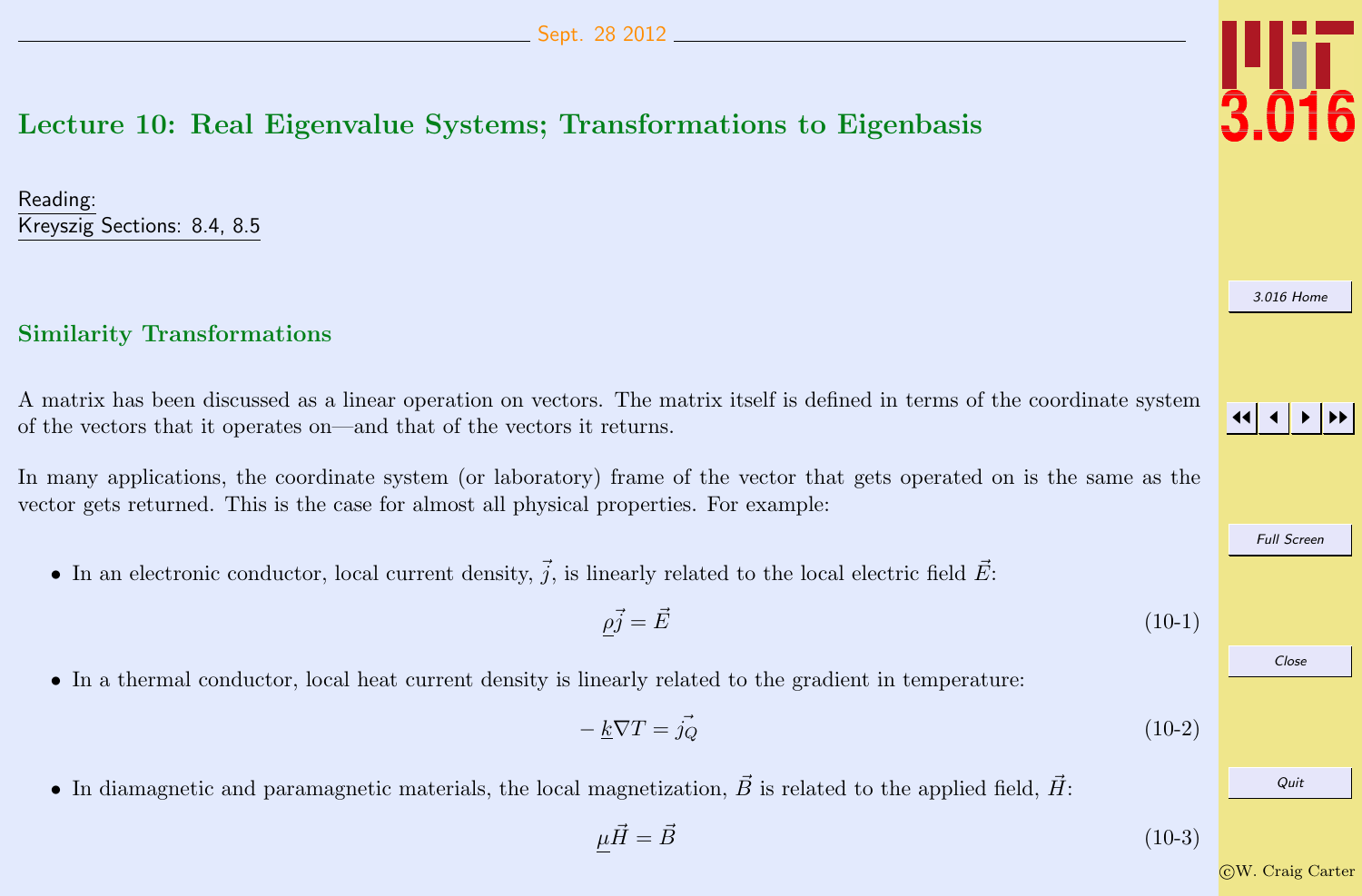# Lecture 10: Real Eigenvalue Systems; Transformations to Eigenbasis

Reading:
Kreyszig Sections: 8.4, 8.5

## Similarity Transformations

A matrix has been discussed as a linear operation on vectors. The matrix itself is defined in terms of the coordinate system of the vectors that it operates on—and that of the vectors it returns.

In many applications, the coordinate system (or laboratory) frame of the vector that gets operated on is the same as the vector gets returned. This is the case for almost all physical properties. For example:

- In an electronic conductor, local current density, $\vec{j}$, is linearly related to the local electric field $\vec{E}$:

$$\underline{\rho}\vec{j} = \vec{E} \tag{10-1}$$

- In a thermal conductor, local heat current density is linearly related to the gradient in temperature:

$$-\underline{k}\nabla T = \vec{j_Q} \tag{10-2}$$

- In diamagnetic and paramagnetic materials, the local magnetization, $\vec{B}$ is related to the applied field, $\vec{H}$:

$$\underline{\mu}\vec{H} = \vec{B} \tag{10-3}$$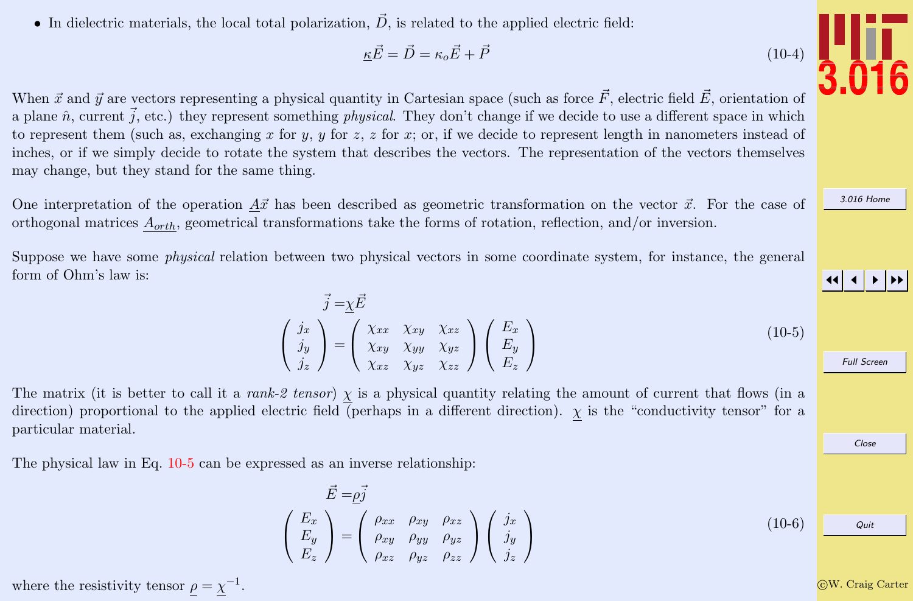- In dielectric materials, the local total polarization, $\vec{D}$, is related to the applied electric field:

$$\underline{\kappa}\vec{E} = \vec{D} = \kappa_o \vec{E} + \vec{P} \tag{10-4}$$

When $\vec{x}$ and $\vec{y}$ are vectors representing a physical quantity in Cartesian space (such as force $\vec{F}$, electric field $\vec{E}$, orientation of a plane $\hat{n}$, current $\vec{j}$, etc.) they represent something *physical*. They don't change if we decide to use a different space in which to represent them (such as, exchanging $x$ for $y$, $y$ for $z$, $z$ for $x$; or, if we decide to represent length in nanometers instead of inches, or if we simply decide to rotate the system that describes the vectors. The representation of the vectors themselves may change, but they stand for the same thing.

One interpretation of the operation $\underline{A}\vec{x}$ has been described as geometric transformation on the vector $\vec{x}$. For the case of orthogonal matrices $\underline{A_{orth}}$, geometrical transformations take the forms of rotation, reflection, and/or inversion.

Suppose we have some *physical* relation between two physical vectors in some coordinate system, for instance, the general form of Ohm's law is:

$$\begin{aligned}
\vec{j} &= \underline{\chi}\vec{E} \\
\begin{pmatrix} j_x \\ j_y \\ j_z \end{pmatrix} &= \begin{pmatrix} \chi_{xx} & \chi_{xy} & \chi_{xz} \\ \chi_{xy} & \chi_{yy} & \chi_{yz} \\ \chi_{xz} & \chi_{yz} & \chi_{zz} \end{pmatrix} \begin{pmatrix} E_x \\ E_y \\ E_z \end{pmatrix}
\end{aligned} \tag{10-5}$$

The matrix (it is better to call it a *rank-2 tensor*) $\underline{\chi}$ is a physical quantity relating the amount of current that flows (in a direction) proportional to the applied electric field (perhaps in a different direction). $\underline{\chi}$ is the "conductivity tensor" for a particular material.

The physical law in Eq. 10-5 can be expressed as an inverse relationship:

$$\begin{aligned}
\vec{E} &= \underline{\rho}\vec{j} \\
\begin{pmatrix} E_x \\ E_y \\ E_z \end{pmatrix} &= \begin{pmatrix} \rho_{xx} & \rho_{xy} & \rho_{xz} \\ \rho_{xy} & \rho_{yy} & \rho_{yz} \\ \rho_{xz} & \rho_{yz} & \rho_{zz} \end{pmatrix} \begin{pmatrix} j_x \\ j_y \\ j_z \end{pmatrix}
\end{aligned} \tag{10-6}$$

where the resistivity tensor $\underline{\rho} = \underline{\chi}^{-1}$.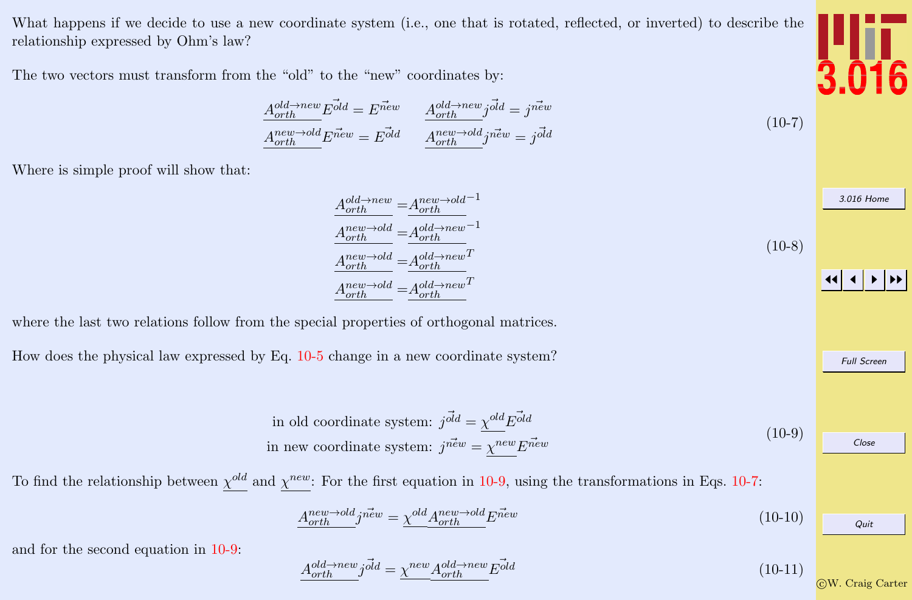What happens if we decide to use a new coordinate system (i.e., one that is rotated, reflected, or inverted) to describe the relationship expressed by Ohm's law?

The two vectors must transform from the "old" to the "new" coordinates by:

$$
\begin{aligned}
\underline{A_{orth}^{old \to new}} \vec{E^{old}} &= \vec{E^{new}} \qquad \underline{A_{orth}^{old \to new}} \vec{j^{old}} = \vec{j^{new}} \\
\underline{A_{orth}^{new \to old}} \vec{E^{new}} &= \vec{E^{old}} \qquad \underline{A_{orth}^{new \to old}} \vec{j^{new}} = \vec{j^{old}}
\end{aligned}
\tag{10-7}
$$

Where is simple proof will show that:

$$
\begin{aligned}
\underline{A_{orth}^{old \to new}} &= \underline{A_{orth}^{new \to old}}^{-1} \\
\underline{A_{orth}^{new \to old}} &= \underline{A_{orth}^{old \to new}}^{-1} \\
\underline{A_{orth}^{new \to old}} &= \underline{A_{orth}^{old \to new}}^{T} \\
\underline{A_{orth}^{new \to old}} &= \underline{A_{orth}^{old \to new}}^{T}
\end{aligned}
\tag{10-8}
$$

where the last two relations follow from the special properties of orthogonal matrices.

How does the physical law expressed by Eq. 10-5 change in a new coordinate system?

$$
\begin{aligned}
\text{in old coordinate system: } \vec{j^{old}} &= \underline{\chi^{old}} \vec{E^{old}} \\
\text{in new coordinate system: } \vec{j^{new}} &= \underline{\chi^{new}} \vec{E^{new}}
\end{aligned}
\tag{10-9}
$$

To find the relationship between $\underline{\chi^{old}}$ and $\underline{\chi^{new}}$: For the first equation in 10-9, using the transformations in Eqs. 10-7:

$$
\underline{A_{orth}^{new \to old}} \vec{j^{new}} = \underline{\chi^{old}} \underline{A_{orth}^{new \to old}} \vec{E^{new}}
\tag{10-10}
$$

and for the second equation in 10-9:

$$
\underline{A_{orth}^{old \to new}} \vec{j^{old}} = \underline{\chi^{new}} \underline{A_{orth}^{old \to new}} \vec{E^{old}}
\tag{10-11}
$$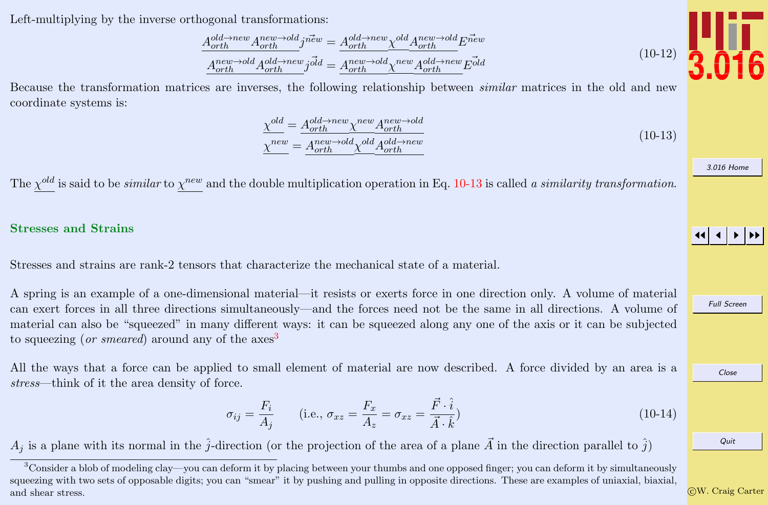Left-multiplying by the inverse orthogonal transformations:

$$
\underline{A_{orth}^{old \to new} A_{orth}^{new \to old}} \vec{j^{new}} = \underline{A_{orth}^{old \to new}} \underline{\chi^{old}} \underline{A_{orth}^{new \to old}} \vec{E^{new}}
$$
$$
\underline{A_{orth}^{new \to old} A_{orth}^{old \to new}} \vec{j^{old}} = \underline{A_{orth}^{new \to old}} \underline{\chi^{new}} \underline{A_{orth}^{old \to new}} \vec{E^{old}} \tag{10-12}
$$

Because the transformation matrices are inverses, the following relationship between *similar* matrices in the old and new coordinate systems is:

$$
\underline{\chi^{old}} = \underline{A_{orth}^{old \to new}} \underline{\chi^{new}} \underline{A_{orth}^{new \to old}}
$$
$$
\underline{\chi^{new}} = \underline{A_{orth}^{new \to old}} \underline{\chi^{old}} \underline{A_{orth}^{old \to new}} \tag{10-13}
$$

The $\underline{\chi^{old}}$ is said to be *similar* to $\underline{\chi^{new}}$ and the double multiplication operation in Eq. 10-13 is called *a similarity transformation.*

## Stresses and Strains

Stresses and strains are rank-2 tensors that characterize the mechanical state of a material.

A spring is an example of a one-dimensional material—it resists or exerts force in one direction only. A volume of material can exert forces in all three directions simultaneously—and the forces need not be the same in all directions. A volume of material can also be "squeezed" in many different ways: it can be squeezed along any one of the axis or it can be subjected to squeezing (*or smeared*) around any of the axes[3]

All the ways that a force can be applied to small element of material are now described. A force divided by an area is a *stress*—think of it the area density of force.

$$
\sigma_{ij} = \frac{F_i}{A_j} \qquad \left(\text{i.e., } \sigma_{xz} = \frac{F_x}{A_z} = \sigma_{xz} = \frac{\vec{F} \cdot \hat{i}}{\vec{A} \cdot \hat{k}}\right) \tag{10-14}
$$

$A_j$ is a plane with its normal in the $\hat{j}$-direction (or the projection of the area of a plane $\vec{A}$ in the direction parallel to $\hat{j}$)

---

[3] Consider a blob of modeling clay—you can deform it by placing between your thumbs and one opposed finger; you can deform it by simultaneously squeezing with two sets of opposable digits; you can "smear" it by pushing and pulling in opposite directions. These are examples of uniaxial, biaxial, and shear stress.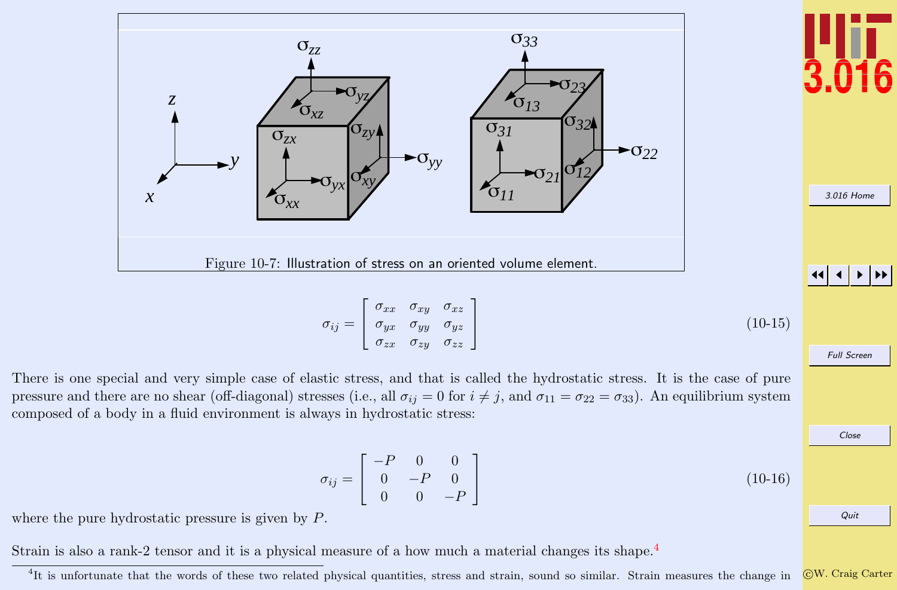Figure 10-7: Illustration of stress on an oriented volume element.

$$
\sigma_{ij} = \begin{bmatrix} \sigma_{xx} & \sigma_{xy} & \sigma_{xz} \\ \sigma_{yx} & \sigma_{yy} & \sigma_{yz} \\ \sigma_{zx} & \sigma_{zy} & \sigma_{zz} \end{bmatrix} \tag{10-15}
$$

There is one special and very simple case of elastic stress, and that is called the hydrostatic stress. It is the case of pure pressure and there are no shear (off-diagonal) stresses (i.e., all $\sigma_{ij} = 0$ for $i \neq j$, and $\sigma_{11} = \sigma_{22} = \sigma_{33}$). An equilibrium system composed of a body in a fluid environment is always in hydrostatic stress:

$$
\sigma_{ij} = \begin{bmatrix} -P & 0 & 0 \\ 0 & -P & 0 \\ 0 & 0 & -P \end{bmatrix} \tag{10-16}
$$

where the pure hydrostatic pressure is given by $P$.

Strain is also a rank-2 tensor and it is a physical measure of a how much a material changes its shape.[4]

[4] It is unfortunate that the words of these two related physical quantities, stress and strain, sound so similar. Strain measures the change in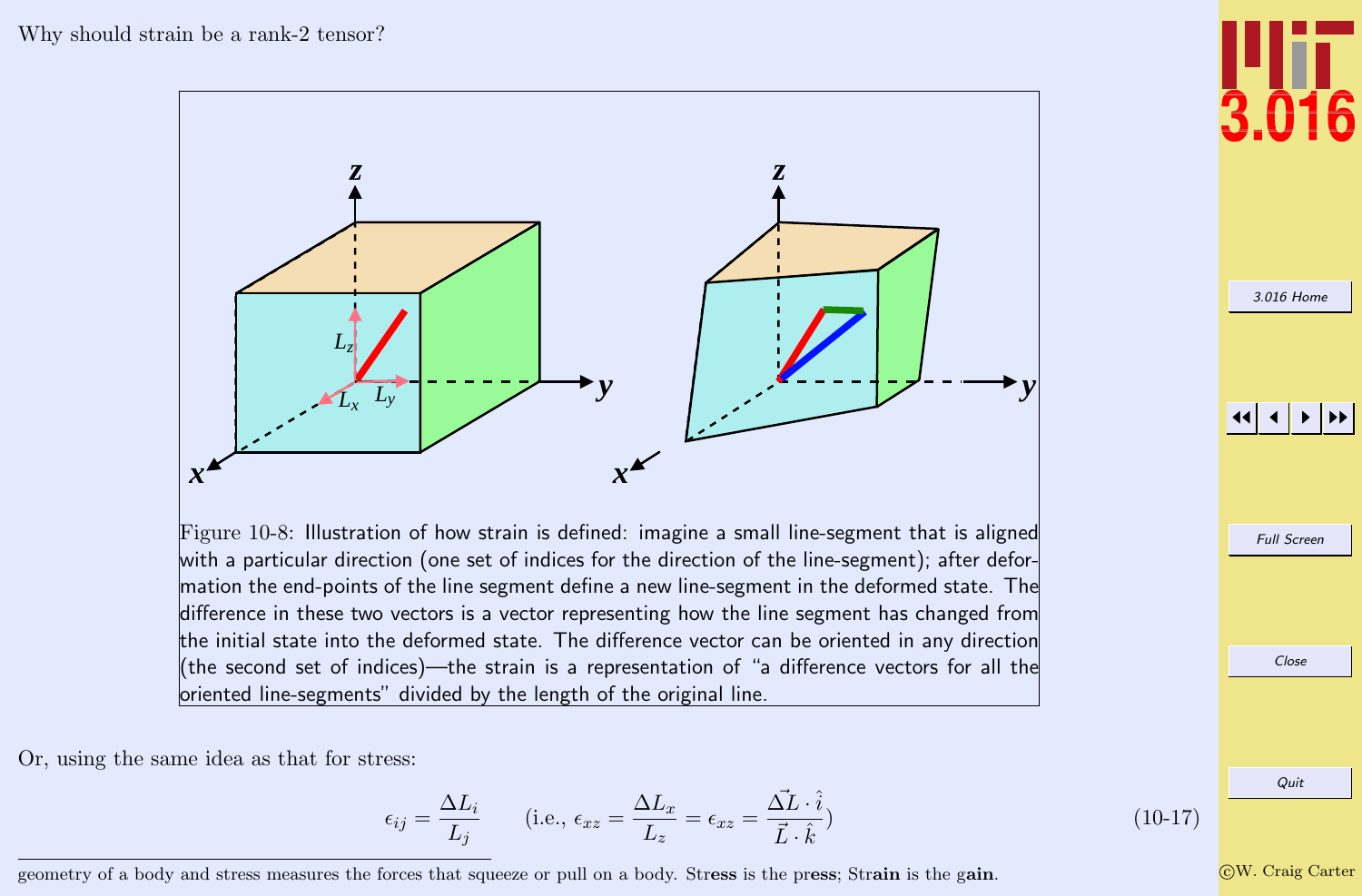Why should strain be a rank-2 tensor?

Figure 10-8: Illustration of how strain is defined: imagine a small line-segment that is aligned with a particular direction (one set of indices for the direction of the line-segment); after deformation the end-points of the line segment define a new line-segment in the deformed state. The difference in these two vectors is a vector representing how the line segment has changed from the initial state into the deformed state. The difference vector can be oriented in any direction (the second set of indices)—the strain is a representation of "a difference vectors for all the oriented line-segments" divided by the length of the original line.

Or, using the same idea as that for stress:

$$\epsilon_{ij} = \frac{\Delta L_i}{L_j} \qquad \text{(i.e., } \epsilon_{xz} = \frac{\Delta L_x}{L_z} = \epsilon_{xz} = \frac{\vec{\Delta L} \cdot \hat{i}}{\vec{L} \cdot \hat{k}}\text{)} \tag{10-17}$$

geometry of a body and stress measures the forces that squeeze or pull on a body. Str**ess** is the pr**ess**; Str**ain** is the g**ain**.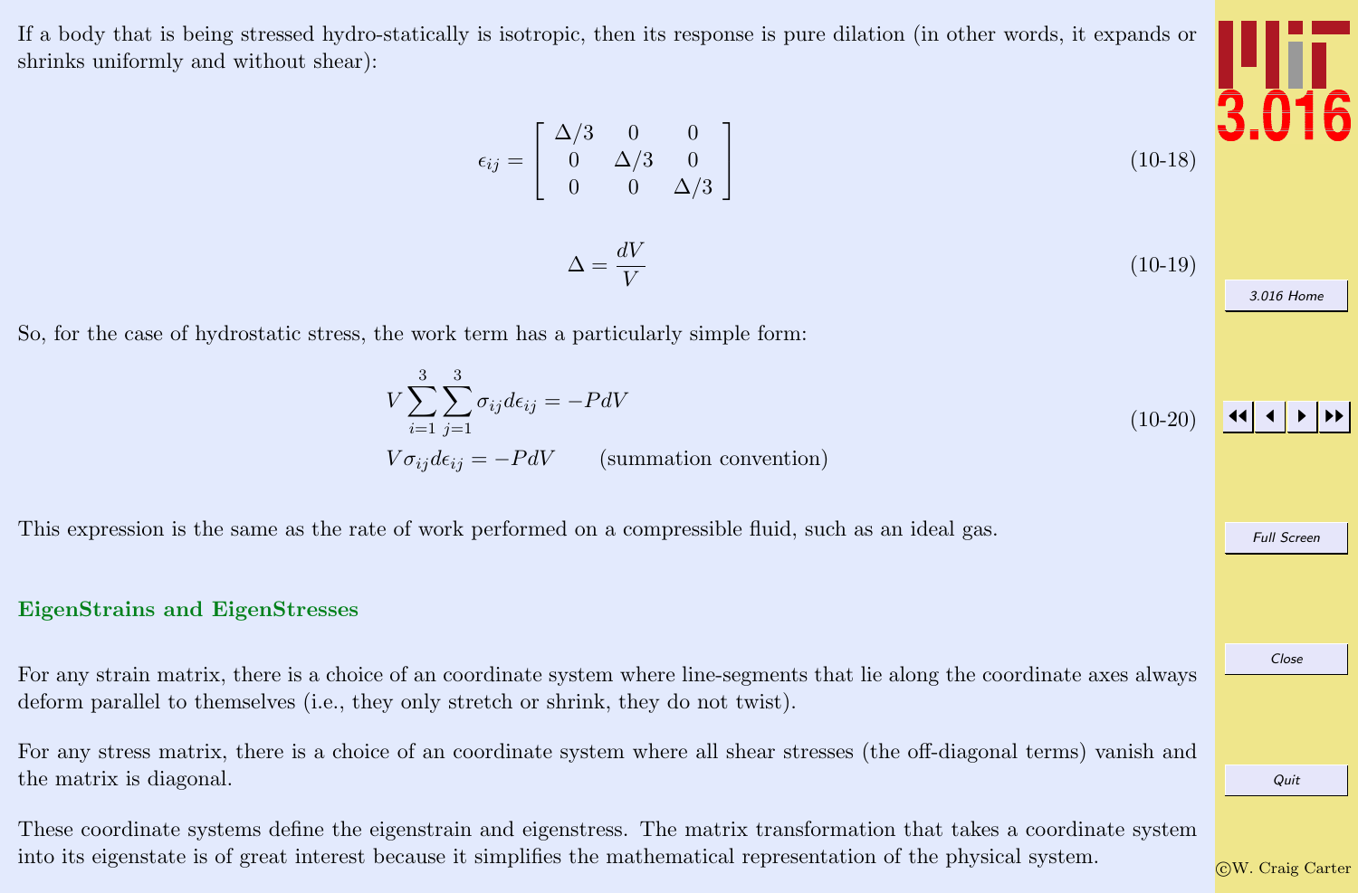If a body that is being stressed hydro-statically is isotropic, then its response is pure dilation (in other words, it expands or shrinks uniformly and without shear):

$$\epsilon_{ij} = \begin{bmatrix} \Delta/3 & 0 & 0 \\ 0 & \Delta/3 & 0 \\ 0 & 0 & \Delta/3 \end{bmatrix} \tag{10-18}$$

$$\Delta = \frac{dV}{V} \tag{10-19}$$

So, for the case of hydrostatic stress, the work term has a particularly simple form:

$$\begin{aligned} V \sum_{i=1}^{3} \sum_{j=1}^{3} \sigma_{ij} d\epsilon_{ij} &= -P dV \\ V \sigma_{ij} d\epsilon_{ij} &= -P dV \qquad \text{(summation convention)} \end{aligned} \tag{10-20}$$

This expression is the same as the rate of work performed on a compressible fluid, such as an ideal gas.

## EigenStrains and EigenStresses

For any strain matrix, there is a choice of an coordinate system where line-segments that lie along the coordinate axes always deform parallel to themselves (i.e., they only stretch or shrink, they do not twist).

For any stress matrix, there is a choice of an coordinate system where all shear stresses (the off-diagonal terms) vanish and the matrix is diagonal.

These coordinate systems define the eigenstrain and eigenstress. The matrix transformation that takes a coordinate system into its eigenstate is of great interest because it simplifies the mathematical representation of the physical system.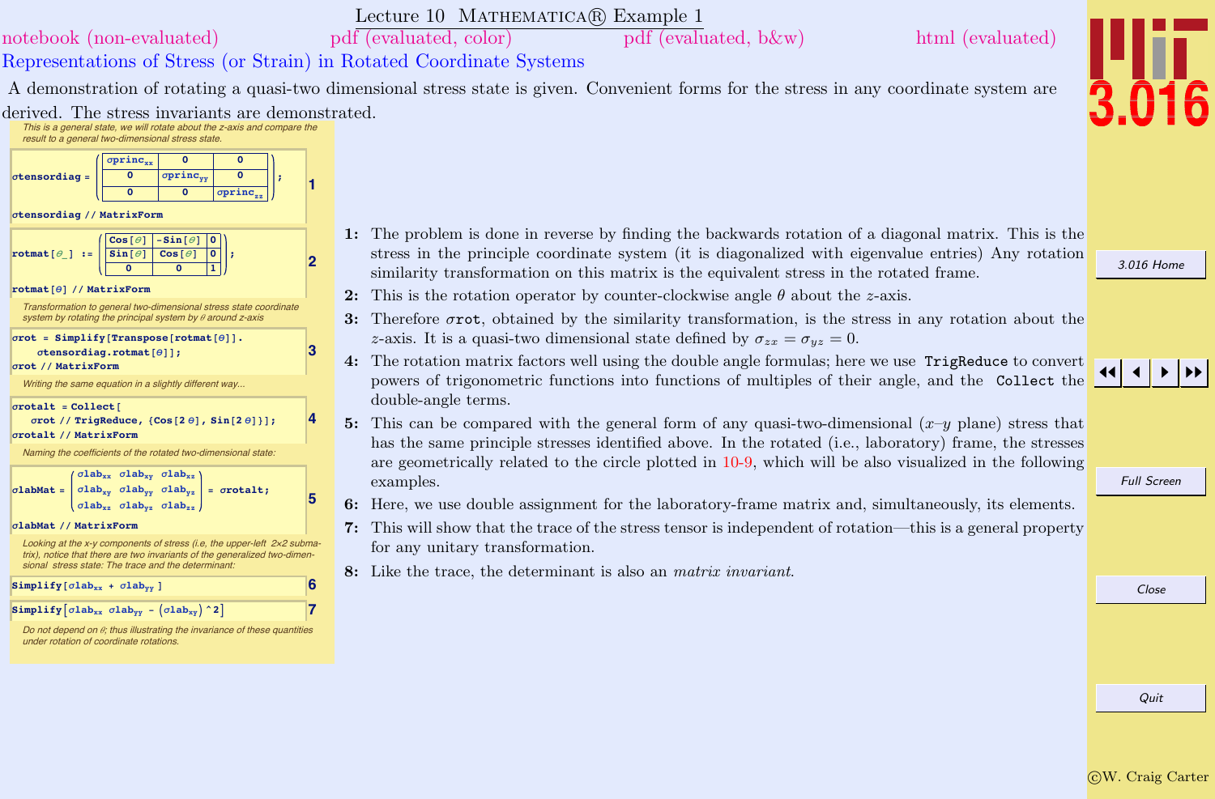# Lecture 10 MATHEMATICA® Example 1

notebook (non-evaluated) pdf (evaluated, color) pdf (evaluated, b&w) html (evaluated)

## Representations of Stress (or Strain) in Rotated Coordinate Systems

A demonstration of rotating a quasi-two dimensional stress state is given. Convenient forms for the stress in any coordinate system are derived. The stress invariants are demonstrated.

*This is a general state, we will rotate about the z-axis and compare the result to a general two-dimensional stress state.*

```
σtensordiag = ( σprinc_xx   0          0
                0           σprinc_yy  0
                0           0          σprinc_zz );
σtensordiag // MatrixForm
```
**1**

```
rotmat[θ_] := ( Cos[θ]  -Sin[θ]  0
                Sin[θ]  Cos[θ]   0
                0       0        1 );
rotmat[θ] // MatrixForm
```
**2**

*Transformation to general two-dimensional stress state coordinate system by rotating the principal system by θ around z-axis*

```
σrot = Simplify[Transpose[rotmat[θ]].
    σtensordiag.rotmat[θ]];
σrot // MatrixForm
```
**3**

*Writing the same equation in a slightly different way...*

```
σrotalt = Collect[
    σrot // TrigReduce, {Cos[2 θ], Sin[2 θ]}];
σrotalt // MatrixForm
```
**4**

*Naming the coefficients of the rotated two-dimensional state:*

```
σlabMat = ( σlab_xx  σlab_xy  σlab_xz
            σlab_xy  σlab_yy  σlab_yz
            σlab_xz  σlab_yz  σlab_zz ) = σrotalt;
σlabMat // MatrixForm
```
**5**

*Looking at the x-y components of stress (i.e, the upper-left 2x2 submatrix), notice that there are two invariants of the generalized two-dimensional stress state: The trace and the determinant:*

```
Simplify[σlab_xx + σlab_yy]
```
**6**

```
Simplify[σlab_xx σlab_yy - (σlab_xy)^2]
```
**7**

*Do not depend on θ; thus illustrating the invariance of these quantities under rotation of coordinate rotations.*

1: The problem is done in reverse by finding the backwards rotation of a diagonal matrix. This is the stress in the principle coordinate system (it is diagonalized with eigenvalue entries) Any rotation similarity transformation on this matrix is the equivalent stress in the rotated frame.

2: This is the rotation operator by counter-clockwise angle $\theta$ about the $z$-axis.

3: Therefore σrot, obtained by the similarity transformation, is the stress in any rotation about the $z$-axis. It is a quasi-two dimensional state defined by $\sigma_{zx} = \sigma_{yz} = 0$.

4: The rotation matrix factors well using the double angle formulas; here we use `TrigReduce` to convert powers of trigonometric functions into functions of multiples of their angle, and the `Collect` the double-angle terms.

5: This can be compared with the general form of any quasi-two-dimensional ($x$–$y$ plane) stress that has the same principle stresses identified above. In the rotated (i.e., laboratory) frame, the stresses are geometrically related to the circle plotted in 10-9, which will be also visualized in the following examples.

6: Here, we use double assignment for the laboratory-frame matrix and, simultaneously, its elements.

7: This will show that the trace of the stress tensor is independent of rotation—this is a general property for any unitary transformation.

8: Like the trace, the determinant is also an *matrix invariant*.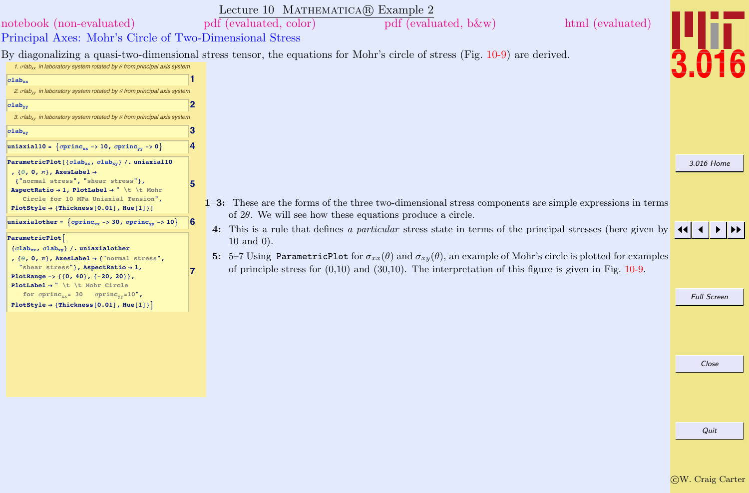# Lecture 10 MATHEMATICA® Example 2

notebook (non-evaluated) pdf (evaluated, color) pdf (evaluated, b&w) html (evaluated)

## Principal Axes: Mohr's Circle of Two-Dimensional Stress

By diagonalizing a quasi-two-dimensional stress tensor, the equations for Mohr's circle of stress (Fig. 10-9) are derived.

*1. $\sigma lab_{xx}$ in laboratory system rotated by $\theta$ from principal axis system*

```
σlab_xx                                                              (1)
```

*2. $\sigma lab_{yy}$ in laboratory system rotated by $\theta$ from principal axis system*

```
σlab_yy                                                              (2)
```

*3. $\sigma lab_{xy}$ in laboratory system rotated by $\theta$ from principal axis system*

```
σlab_xy                                                              (3)
```

```
uniaxial10 = {σprinc_xx -> 10, σprinc_yy -> 0}                       (4)
```

```
ParametricPlot[{σlab_xx, σlab_xy} /. uniaxial10
 , {θ, 0, π}, AxesLabel →
  {"normal stress", "shear stress"},
 AspectRatio → 1, PlotLabel → " \t \t Mohr
    Circle for 10 MPa Uniaxial Tension",
 PlotStyle → {Thickness[0.01], Hue[1]}]                              (5)
```

```
uniaxialother = {σprinc_xx -> 30, σprinc_yy -> 10}                   (6)
```

```
ParametricPlot[
 {σlab_xx, σlab_xy} /. uniaxialother
 , {θ, 0, π}, AxesLabel → {"normal stress",
   "shear stress"}, AspectRatio → 1,
 PlotRange -> {{0, 40}, {-20, 20}},
 PlotLabel → " \t \t Mohr Circle
    for σprinc_xx= 30   σprinc_yy=10",
 PlotStyle → {Thickness[0.01], Hue[1]}]                              (7)
```

**1–3:** These are the forms of the three two-dimensional stress components are simple expressions in terms of $2\theta$. We will see how these equations produce a circle.

**4:** This is a rule that defines *a particular* stress state in terms of the principal stresses (here given by 10 and 0).

**5:** 5–7 Using `ParametricPlot` for $\sigma_{xx}(\theta)$ and $\sigma_{xy}(\theta)$, an example of Mohr's circle is plotted for examples of principle stress for (0,10) and (30,10). The interpretation of this figure is given in Fig. 10-9.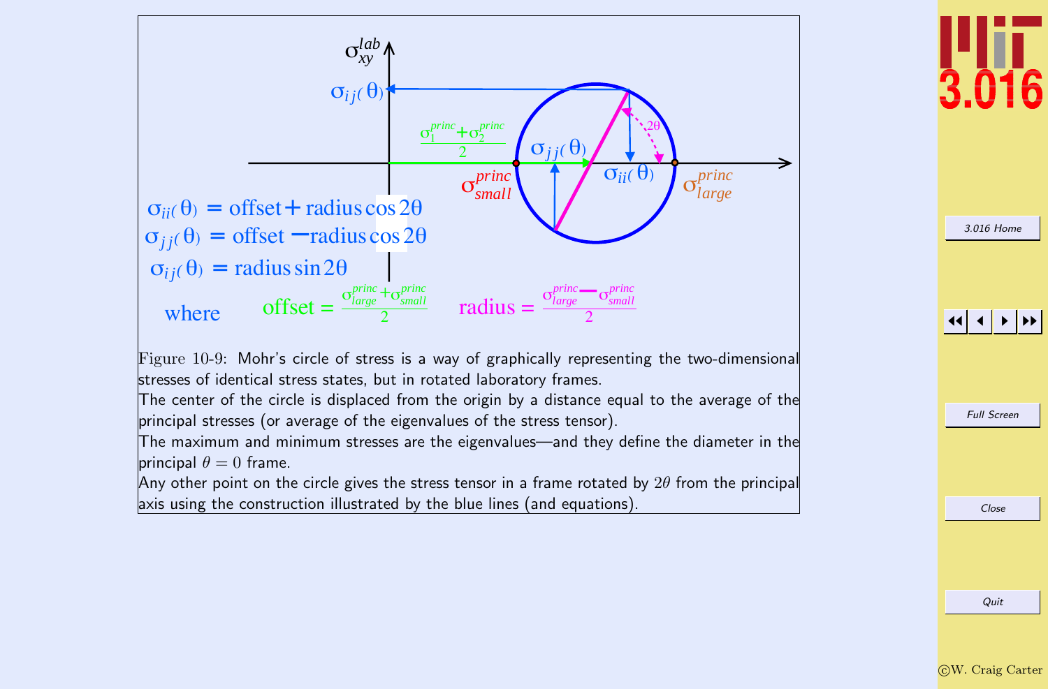$$\sigma_{ii}(\theta) = \text{offset} + \text{radius} \cos 2\theta$$

$$\sigma_{jj}(\theta) = \text{offset} - \text{radius} \cos 2\theta$$

$$\sigma_{ij}(\theta) = \text{radius} \sin 2\theta$$

where $\text{offset} = \dfrac{\sigma_{large}^{princ} + \sigma_{small}^{princ}}{2}$ $\quad \text{radius} = \dfrac{\sigma_{large}^{princ} - \sigma_{small}^{princ}}{2}$

Figure 10-9: Mohr's circle of stress is a way of graphically representing the two-dimensional stresses of identical stress states, but in rotated laboratory frames.

The center of the circle is displaced from the origin by a distance equal to the average of the principal stresses (or average of the eigenvalues of the stress tensor).

The maximum and minimum stresses are the eigenvalues—and they define the diameter in the principal $\theta = 0$ frame.

Any other point on the circle gives the stress tensor in a frame rotated by $2\theta$ from the principal axis using the construction illustrated by the blue lines (and equations).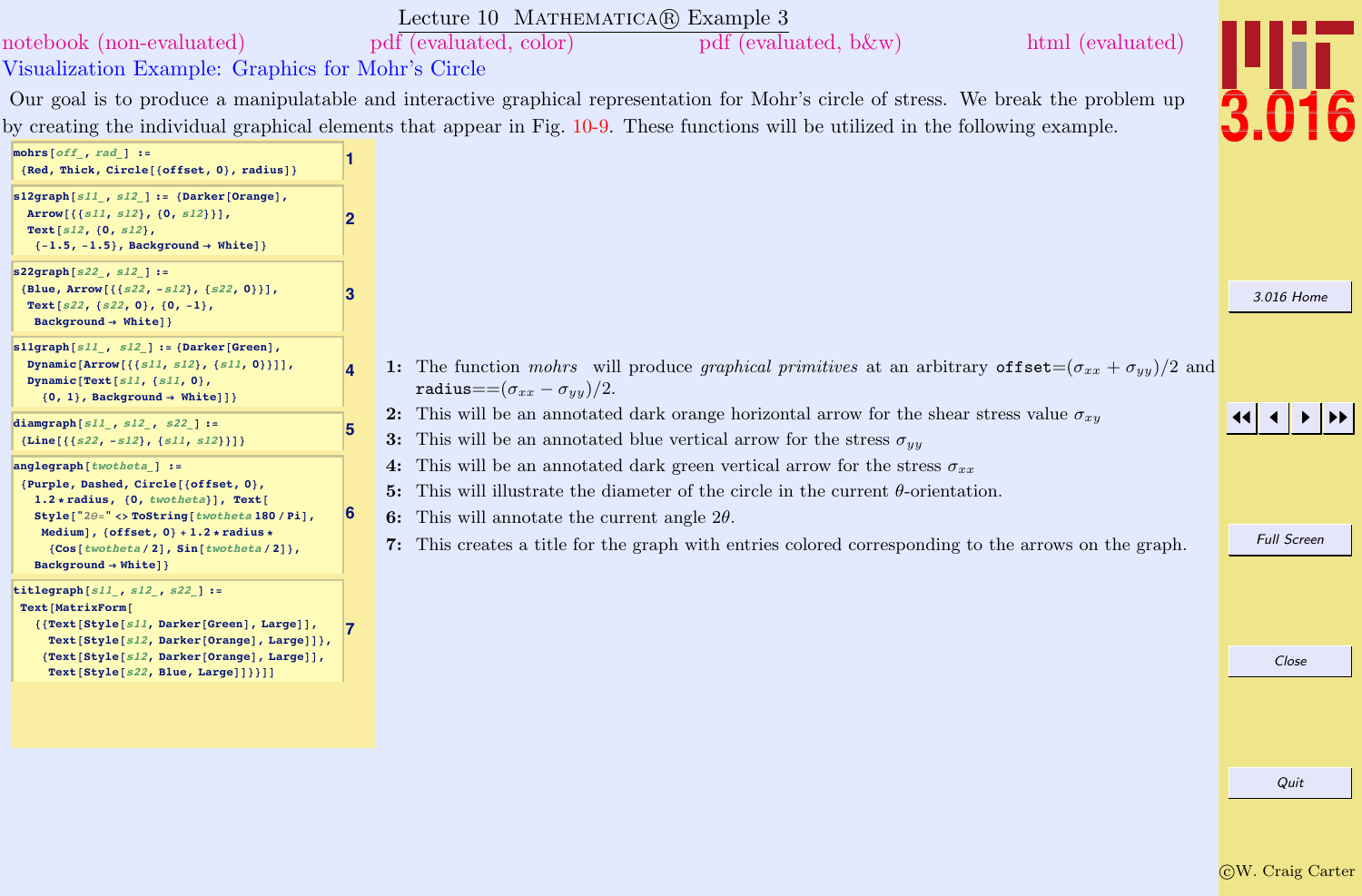# Lecture 10 MATHEMATICA® Example 3

notebook (non-evaluated) pdf (evaluated, color) pdf (evaluated, b&w) html (evaluated)

## Visualization Example: Graphics for Mohr's Circle

Our goal is to produce a manipulatable and interactive graphical representation for Mohr's circle of stress. We break the problem up by creating the individual graphical elements that appear in Fig. 10-9. These functions will be utilized in the following example.

```
mohrs[off_, rad_] :=
 {Red, Thick, Circle[{offset, 0}, radius]}
```
1

```
s12graph[s11_, s12_] := {Darker[Orange],
  Arrow[{{s11, s12}, {0, s12}}],
  Text[s12, {0, s12},
   {-1.5, -1.5}, Background → White]}
```
2

```
s22graph[s22_, s12_] :=
 {Blue, Arrow[{{s22, -s12}, {s22, 0}}],
  Text[s22, {s22, 0}, {0, -1},
   Background → White]}
```
3

```
s11graph[s11_, s12_] := {Darker[Green],
  Dynamic[Arrow[{{s11, s12}, {s11, 0}}]],
  Dynamic[Text[s11, {s11, 0},
    {0, 1}, Background → White]]}
```
4

```
diamgraph[s11_, s12_, s22_] :=
 {Line[{{s22, -s12}, {s11, s12}}]}
```
5

```
anglegraph[twotheta_] :=
 {Purple, Dashed, Circle[{offset, 0},
   1.2 * radius, {0, twotheta}], Text[
   Style["2θ=" <> ToString[twotheta 180 / Pi],
    Medium], {offset, 0} + 1.2 * radius *
     {Cos[twotheta / 2], Sin[twotheta / 2]},
   Background → White]}
```
6

```
titlegraph[s11_, s12_, s22_] :=
 Text[MatrixForm[
   {{Text[Style[s11, Darker[Green], Large]],
     Text[Style[s12, Darker[Orange], Large]]},
    {Text[Style[s12, Darker[Orange], Large]],
     Text[Style[s22, Blue, Large]]}}]]
```
7

**1:** The function *mohrs* will produce *graphical primitives* at an arbitrary `offset`$=(\sigma_{xx} + \sigma_{yy})/2$ and `radius`$==(\sigma_{xx} - \sigma_{yy})/2$.

**2:** This will be an annotated dark orange horizontal arrow for the shear stress value $\sigma_{xy}$

**3:** This will be an annotated blue vertical arrow for the stress $\sigma_{yy}$

**4:** This will be an annotated dark green vertical arrow for the stress $\sigma_{xx}$

**5:** This will illustrate the diameter of the circle in the current $\theta$-orientation.

**6:** This will annotate the current angle $2\theta$.

**7:** This creates a title for the graph with entries colored corresponding to the arrows on the graph.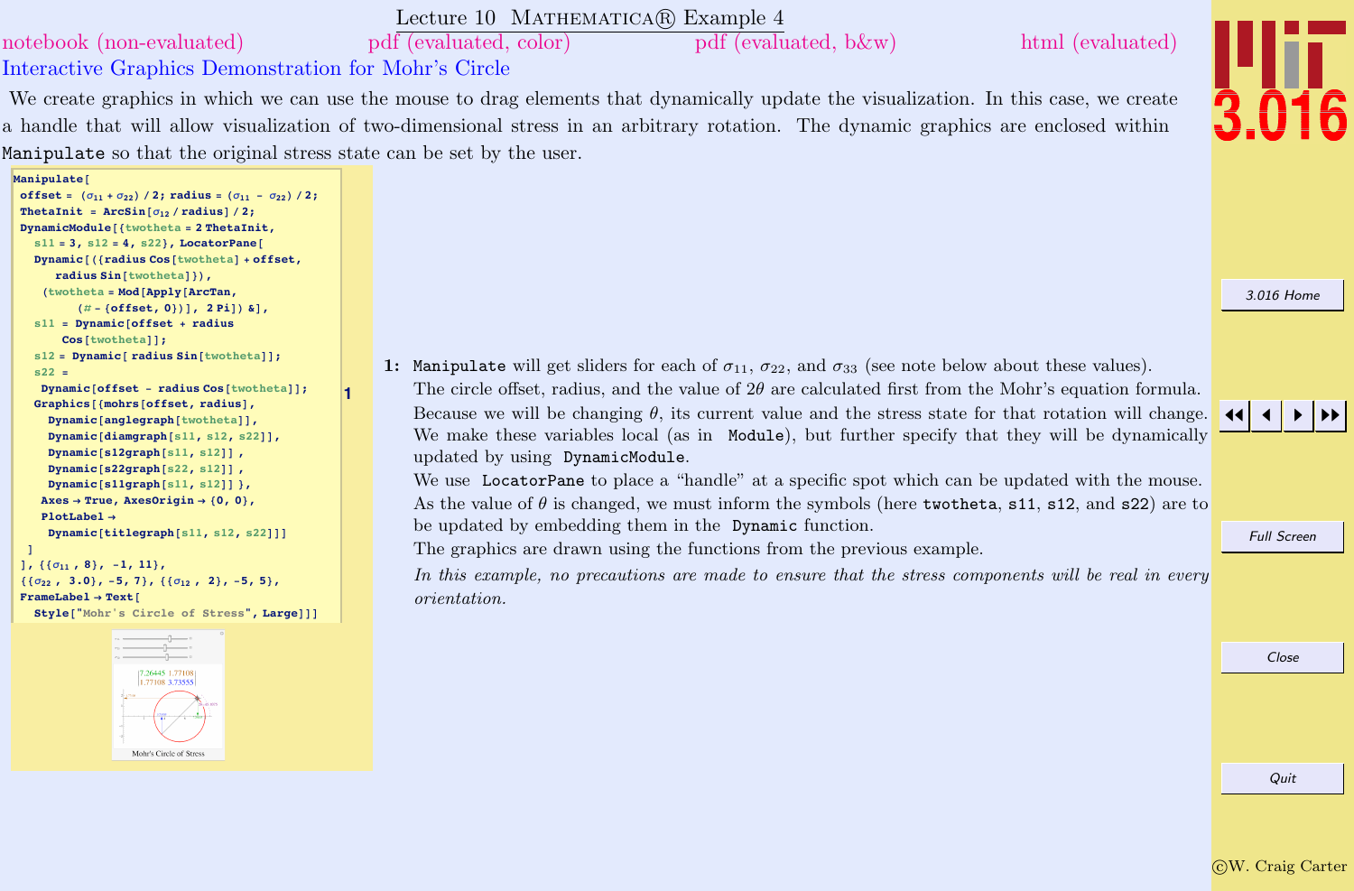# Lecture 10 Mathematica® Example 4

notebook (non-evaluated) pdf (evaluated, color) pdf (evaluated, b&w) html (evaluated)

## Interactive Graphics Demonstration for Mohr's Circle

We create graphics in which we can use the mouse to drag elements that dynamically update the visualization. In this case, we create a handle that will allow visualization of two-dimensional stress in an arbitrary rotation. The dynamic graphics are enclosed within `Manipulate` so that the original stress state can be set by the user.

```
Manipulate[
 offset = (σ11 + σ22) / 2; radius = (σ11 - σ22) / 2;
 ThetaInit = ArcSin[σ12 / radius] / 2;
 DynamicModule[{twotheta = 2 ThetaInit,
   s11 = 3, s12 = 4, s22}, LocatorPane[
   Dynamic[({radius Cos[twotheta] + offset,
       radius Sin[twotheta]}),
    (twotheta = Mod[Apply[ArcTan,
          (# - {offset, 0})], 2 Pi]) &],
   s11 = Dynamic[offset + radius
       Cos[twotheta]];
   s12 = Dynamic[ radius Sin[twotheta]];
   s22 =
    Dynamic[offset - radius Cos[twotheta]];
   Graphics[{mohrs[offset, radius],
     Dynamic[anglegraph[twotheta]],
     Dynamic[diamgraph[s11, s12, s22]],
     Dynamic[s12graph[s11, s12]] ,
     Dynamic[s22graph[s22, s12]] ,
     Dynamic[s11graph[s11, s12]] },
    Axes → True, AxesOrigin → {0, 0},
    PlotLabel →
     Dynamic[titlegraph[s11, s12, s22]]]
  ]
 ], {{σ11 , 8}, -1, 11},
 {{σ22 , 3.0}, -5, 7}, {{σ12 , 2}, -5, 5},
 FrameLabel → Text[
   Style["Mohr's Circle of Stress", Large]]]
```

**1:** `Manipulate` will get sliders for each of $\sigma_{11}$, $\sigma_{22}$, and $\sigma_{33}$ (see note below about these values).
The circle offset, radius, and the value of $2\theta$ are calculated first from the Mohr's equation formula.
Because we will be changing $\theta$, its current value and the stress state for that rotation will change. We make these variables local (as in `Module`), but further specify that they will be dynamically updated by using `DynamicModule`.
We use `LocatorPane` to place a "handle" at a specific spot which can be updated with the mouse.
As the value of $\theta$ is changed, we must inform the symbols (here `twotheta`, `s11`, `s12`, and `s22`) are to be updated by embedding them in the `Dynamic` function.
The graphics are drawn using the functions from the previous example.
*In this example, no precautions are made to ensure that the stress components will be real in every orientation.*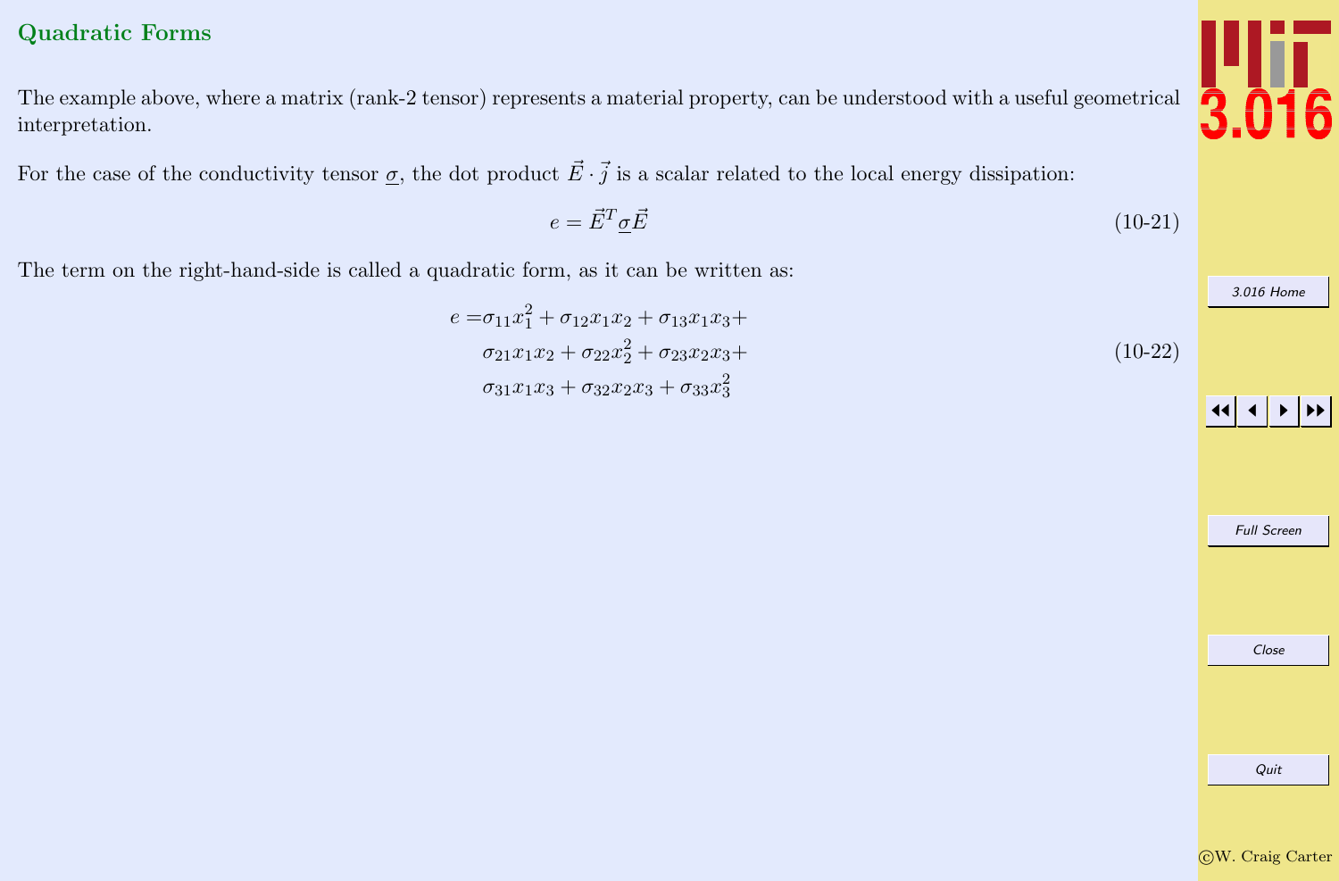## Quadratic Forms

The example above, where a matrix (rank-2 tensor) represents a material property, can be understood with a useful geometrical interpretation.

For the case of the conductivity tensor $\underline{\sigma}$, the dot product $\vec{E} \cdot \vec{j}$ is a scalar related to the local energy dissipation:

$$e = \vec{E}^T \underline{\sigma} \vec{E} \tag{10-21}$$

The term on the right-hand-side is called a quadratic form, as it can be written as:

$$\begin{aligned} e =& \sigma_{11} x_1^2 + \sigma_{12} x_1 x_2 + \sigma_{13} x_1 x_3 + \\ & \sigma_{21} x_1 x_2 + \sigma_{22} x_2^2 + \sigma_{23} x_2 x_3 + \\ & \sigma_{31} x_1 x_3 + \sigma_{32} x_2 x_3 + \sigma_{33} x_3^2 \end{aligned} \tag{10-22}$$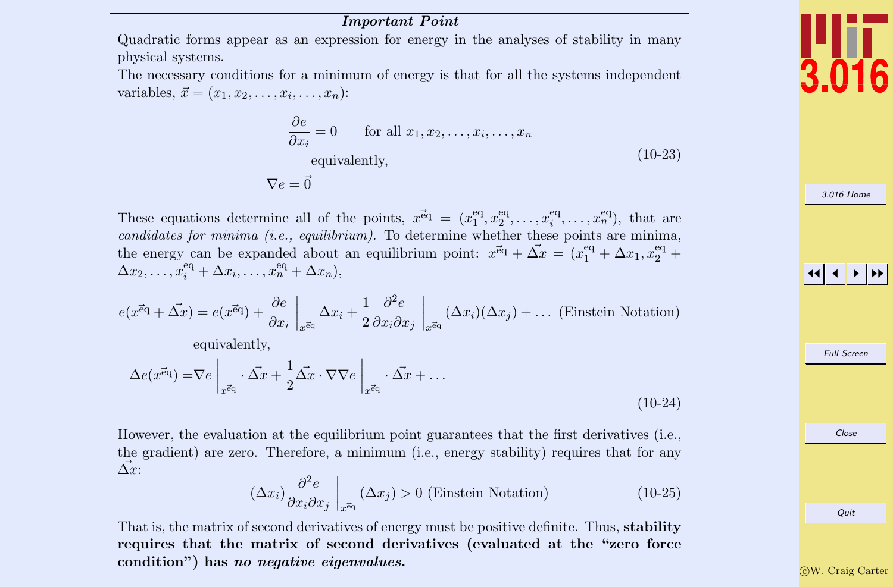## *Important Point*

Quadratic forms appear as an expression for energy in the analyses of stability in many physical systems.

The necessary conditions for a minimum of energy is that for all the systems independent variables, $\vec{x} = (x_1, x_2, \ldots, x_i, \ldots, x_n)$:

$$
\frac{\partial e}{\partial x_i} = 0 \qquad \text{for all } x_1, x_2, \ldots, x_i, \ldots, x_n
$$

equivalently,

$$
\nabla e = \vec{0} \tag{10-23}
$$

These equations determine all of the points, $\vec{x^{\text{eq}}} = (x_1^{\text{eq}}, x_2^{\text{eq}}, \ldots, x_i^{\text{eq}}, \ldots, x_n^{\text{eq}})$, that are *candidates for minima (i.e., equilibrium)*. To determine whether these points are minima, the energy can be expanded about an equilibrium point: $\vec{x^{\text{eq}}} + \vec{\Delta x} = (x_1^{\text{eq}} + \Delta x_1, x_2^{\text{eq}} + \Delta x_2, \ldots, x_i^{\text{eq}} + \Delta x_i, \ldots, x_n^{\text{eq}} + \Delta x_n)$,

$$
e(\vec{x^{\text{eq}}} + \vec{\Delta x}) = e(\vec{x^{\text{eq}}}) + \frac{\partial e}{\partial x_i}\bigg|_{x^{\vec{\text{eq}}}} \Delta x_i + \frac{1}{2}\frac{\partial^2 e}{\partial x_i \partial x_j}\bigg|_{x^{\vec{\text{eq}}}} (\Delta x_i)(\Delta x_j) + \ldots \text{ (Einstein Notation)}
$$

equivalently,

$$
\Delta e(\vec{x^{\text{eq}}}) = \nabla e\bigg|_{x^{\vec{\text{eq}}}} \cdot \vec{\Delta x} + \frac{1}{2}\vec{\Delta x} \cdot \nabla\nabla e\bigg|_{x^{\vec{\text{eq}}}} \cdot \vec{\Delta x} + \ldots \tag{10-24}
$$

However, the evaluation at the equilibrium point guarantees that the first derivatives (i.e., the gradient) are zero. Therefore, a minimum (i.e., energy stability) requires that for any $\vec{\Delta x}$:

$$
(\Delta x_i)\frac{\partial^2 e}{\partial x_i \partial x_j}\bigg|_{x^{\vec{\text{eq}}}} (\Delta x_j) > 0 \text{ (Einstein Notation)} \tag{10-25}
$$

That is, the matrix of second derivatives of energy must be positive definite. Thus, **stability requires that the matrix of second derivatives (evaluated at the "zero force condition") has *no negative eigenvalues.***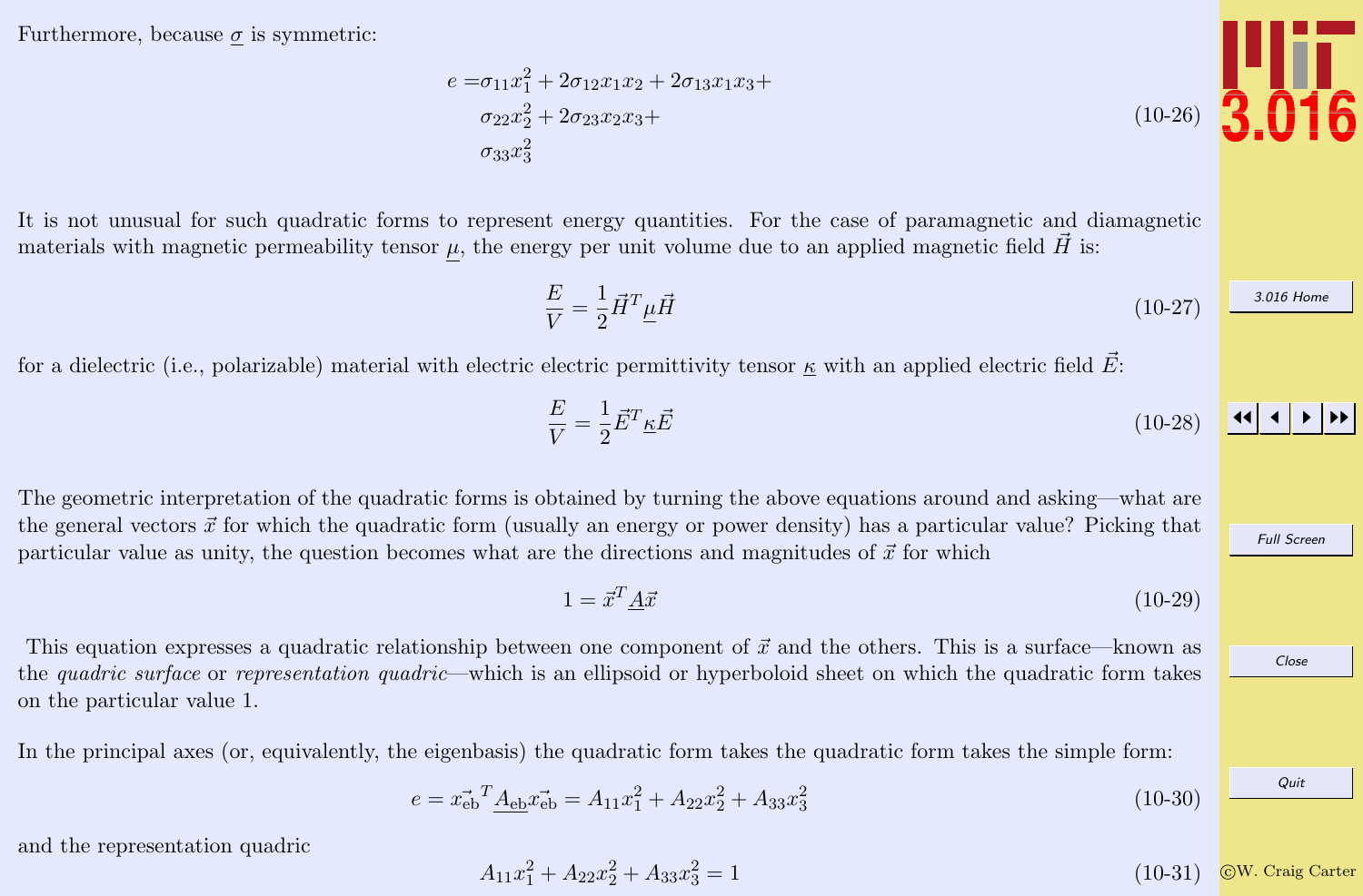Furthermore, because $\underline{\sigma}$ is symmetric:

$$
\begin{aligned}
e = &\sigma_{11}x_1^2 + 2\sigma_{12}x_1x_2 + 2\sigma_{13}x_1x_3 + \\
&\sigma_{22}x_2^2 + 2\sigma_{23}x_2x_3 + \\
&\sigma_{33}x_3^2
\end{aligned}
\tag{10-26}
$$

It is not unusual for such quadratic forms to represent energy quantities. For the case of paramagnetic and diamagnetic materials with magnetic permeability tensor $\underline{\mu}$, the energy per unit volume due to an applied magnetic field $\vec{H}$ is:

$$
\frac{E}{V} = \frac{1}{2}\vec{H}^T \underline{\mu} \vec{H}
\tag{10-27}
$$

for a dielectric (i.e., polarizable) material with electric electric permittivity tensor $\underline{\kappa}$ with an applied electric field $\vec{E}$:

$$
\frac{E}{V} = \frac{1}{2}\vec{E}^T \underline{\kappa} \vec{E}
\tag{10-28}
$$

The geometric interpretation of the quadratic forms is obtained by turning the above equations around and asking—what are the general vectors $\vec{x}$ for which the quadratic form (usually an energy or power density) has a particular value? Picking that particular value as unity, the question becomes what are the directions and magnitudes of $\vec{x}$ for which

$$
1 = \vec{x}^T \underline{A} \vec{x}
\tag{10-29}
$$

This equation expresses a quadratic relationship between one component of $\vec{x}$ and the others. This is a surface—known as the *quadric surface* or *representation quadric*—which is an ellipsoid or hyperboloid sheet on which the quadratic form takes on the particular value 1.

In the principal axes (or, equivalently, the eigenbasis) the quadratic form takes the quadratic form takes the simple form:

$$
e = \vec{x_{\text{eb}}}^T \underline{A_{\text{eb}}} \vec{x_{\text{eb}}} = A_{11}x_1^2 + A_{22}x_2^2 + A_{33}x_3^2
\tag{10-30}
$$

and the representation quadric

$$
A_{11}x_1^2 + A_{22}x_2^2 + A_{33}x_3^2 = 1
\tag{10-31}
$$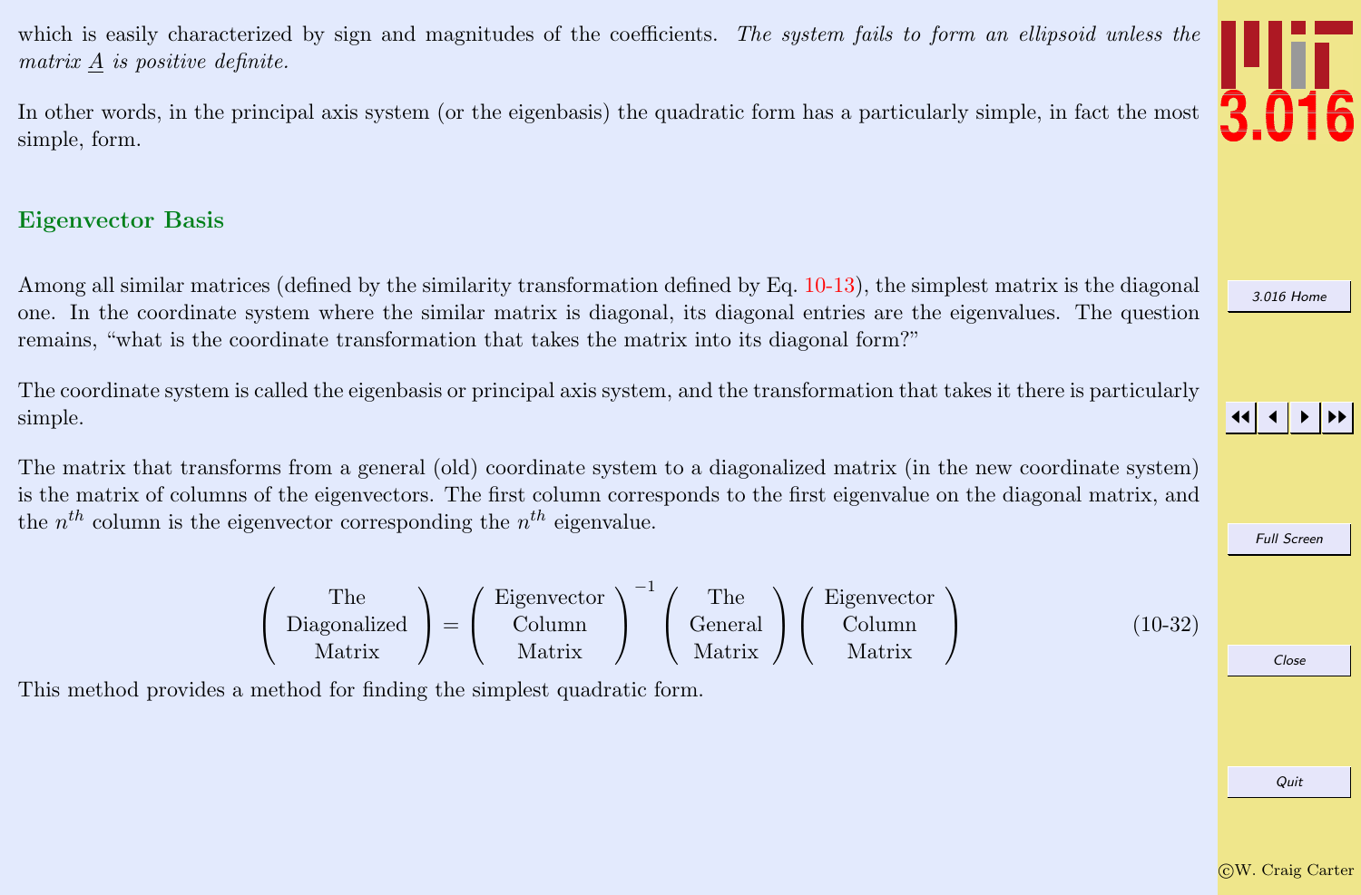which is easily characterized by sign and magnitudes of the coefficients. *The system fails to form an ellipsoid unless the matrix $\underline{A}$ is positive definite.*

In other words, in the principal axis system (or the eigenbasis) the quadratic form has a particularly simple, in fact the most simple, form.

## Eigenvector Basis

Among all similar matrices (defined by the similarity transformation defined by Eq. 10-13), the simplest matrix is the diagonal one. In the coordinate system where the similar matrix is diagonal, its diagonal entries are the eigenvalues. The question remains, "what is the coordinate transformation that takes the matrix into its diagonal form?"

The coordinate system is called the eigenbasis or principal axis system, and the transformation that takes it there is particularly simple.

The matrix that transforms from a general (old) coordinate system to a diagonalized matrix (in the new coordinate system) is the matrix of columns of the eigenvectors. The first column corresponds to the first eigenvalue on the diagonal matrix, and the $n^{th}$ column is the eigenvector corresponding the $n^{th}$ eigenvalue.

$$\begin{pmatrix} \text{The} \\ \text{Diagonalized} \\ \text{Matrix} \end{pmatrix} = \begin{pmatrix} \text{Eigenvector} \\ \text{Column} \\ \text{Matrix} \end{pmatrix}^{-1} \begin{pmatrix} \text{The} \\ \text{General} \\ \text{Matrix} \end{pmatrix} \begin{pmatrix} \text{Eigenvector} \\ \text{Column} \\ \text{Matrix} \end{pmatrix} \tag{10-32}$$

This method provides a method for finding the simplest quadratic form.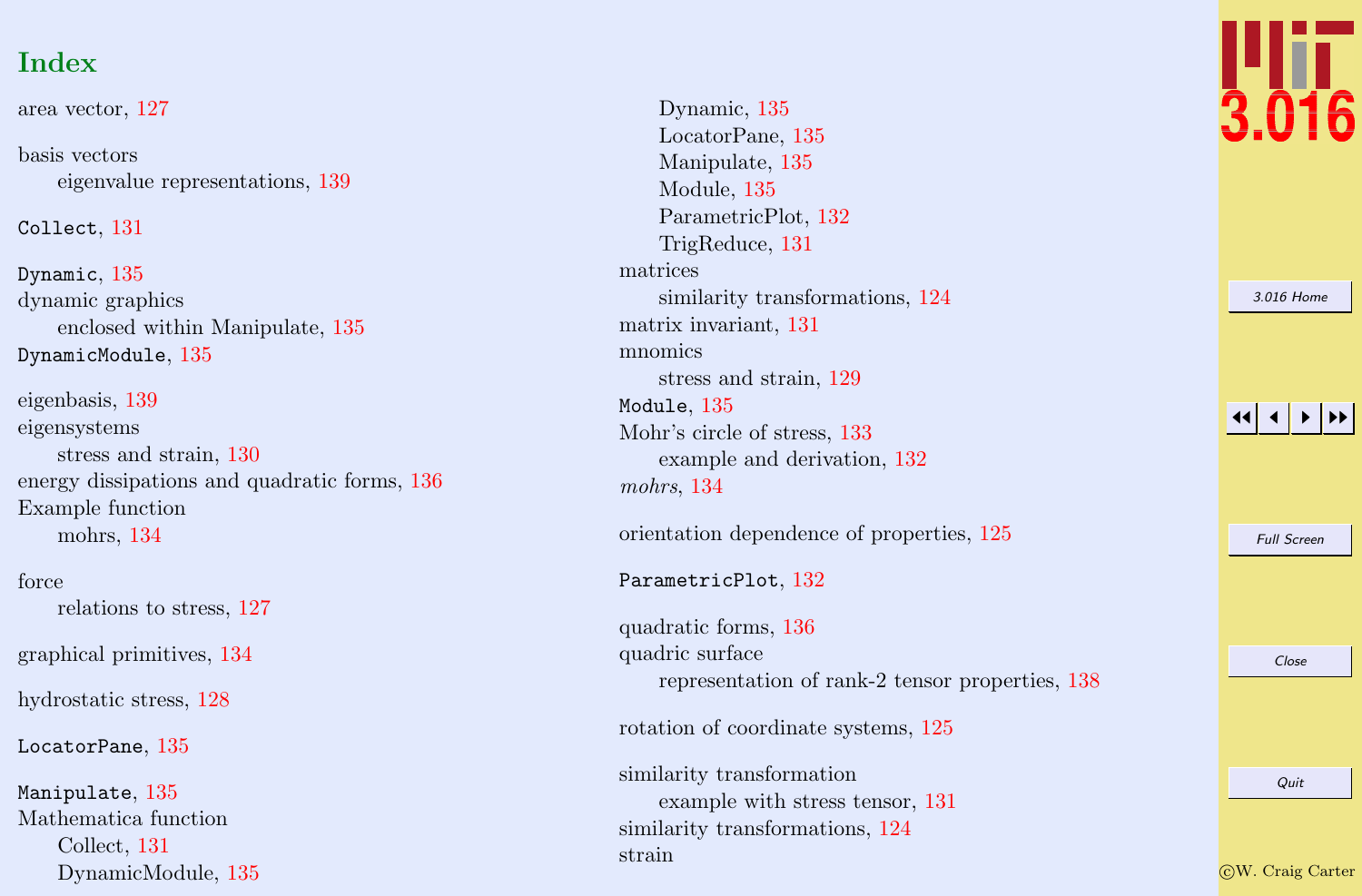# Index

area vector, 127

basis vectors
  eigenvalue representations, 139

`Collect`, 131

`Dynamic`, 135
dynamic graphics
  enclosed within Manipulate, 135
`DynamicModule`, 135

eigenbasis, 139
eigensystems
  stress and strain, 130
energy dissipations and quadratic forms, 136
Example function
  mohrs, 134

force
  relations to stress, 127

graphical primitives, 134

hydrostatic stress, 128

`LocatorPane`, 135

`Manipulate`, 135
Mathematica function
  Collect, 131
  DynamicModule, 135
  Dynamic, 135
  LocatorPane, 135
  Manipulate, 135
  Module, 135
  ParametricPlot, 132
  TrigReduce, 131
matrices
  similarity transformations, 124
matrix invariant, 131
mnomics
  stress and strain, 129
`Module`, 135
Mohr's circle of stress, 133
  example and derivation, 132
*mohrs*, 134

orientation dependence of properties, 125

`ParametricPlot`, 132

quadratic forms, 136
quadric surface
  representation of rank-2 tensor properties, 138

rotation of coordinate systems, 125

similarity transformation
  example with stress tensor, 131
similarity transformations, 124
strain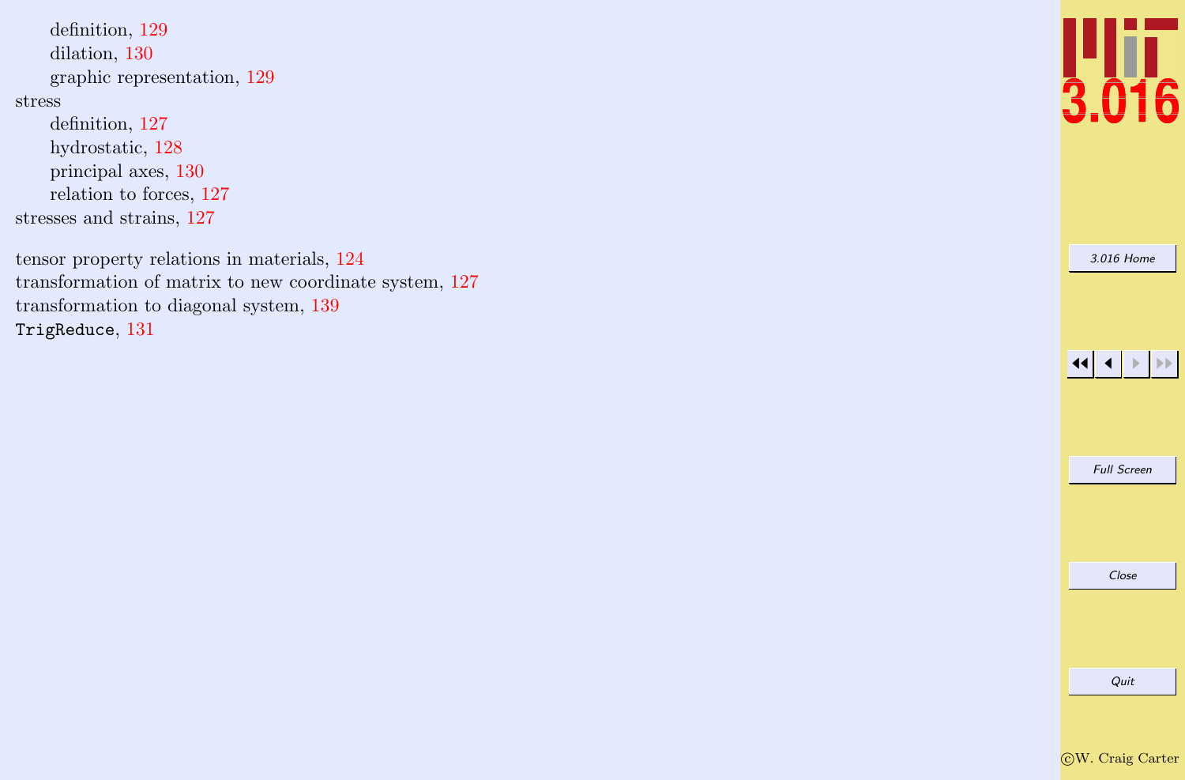- definition, 129
- dilation, 130
- graphic representation, 129

stress

- definition, 127
- hydrostatic, 128
- principal axes, 130
- relation to forces, 127

stresses and strains, 127

tensor property relations in materials, 124

transformation of matrix to new coordinate system, 127

transformation to diagonal system, 139

`TrigReduce`, 131